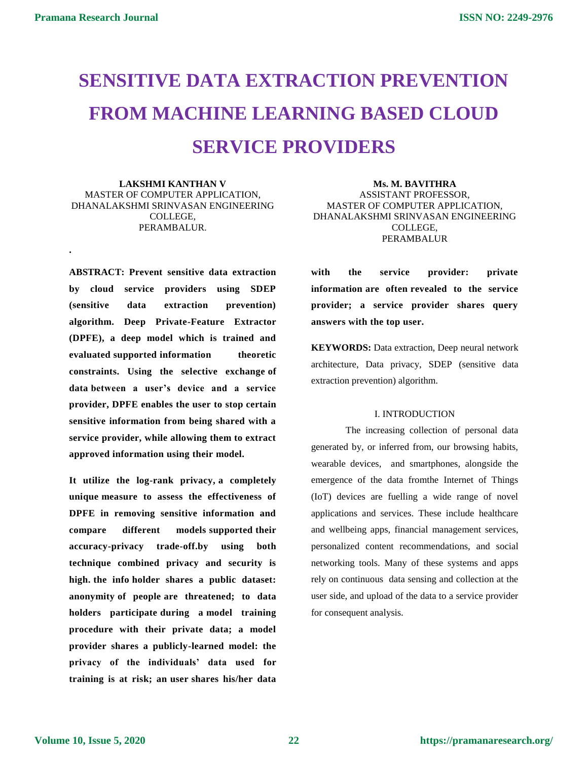# SENSITIVE DATA EXTRACTION PREVENTION FROM MACHINE LEARNING BASED CLOUD SERVICE PROVIDERS

**LAKSHMI KANTHAN V**
MASTER OF COMPUTER APPLICATION,
DHANALAKSHMI SRINVASAN ENGINEERING COLLEGE,
PERAMBALUR.

**Ms. M. BAVITHRA**
ASSISTANT PROFESSOR,
MASTER OF COMPUTER APPLICATION,
DHANALAKSHMI SRINVASAN ENGINEERING COLLEGE,
PERAMBALUR

.

**ABSTRACT: Prevent sensitive data extraction by cloud service providers using SDEP (sensitive data extraction prevention) algorithm. Deep Private-Feature Extractor (DPFE), a deep model which is trained and evaluated supported information theoretic constraints. Using the selective exchange of data between a user's device and a service provider, DPFE enables the user to stop certain sensitive information from being shared with a service provider, while allowing them to extract approved information using their model.**

**It utilize the log-rank privacy, a completely unique measure to assess the effectiveness of DPFE in removing sensitive information and compare different models supported their accuracy-privacy trade-off.by using both technique combined privacy and security is high. the info holder shares a public dataset: anonymity of people are threatened; to data holders participate during a model training procedure with their private data; a model provider shares a publicly-learned model: the privacy of the individuals' data used for training is at risk; an user shares his/her data with the service provider: private information are often revealed to the service provider; a service provider shares query answers with the top user.**

**KEYWORDS:** Data extraction, Deep neural network architecture, Data privacy, SDEP (sensitive data extraction prevention) algorithm.

## I. INTRODUCTION

The increasing collection of personal data generated by, or inferred from, our browsing habits, wearable devices, and smartphones, alongside the emergence of the data fromthe Internet of Things (IoT) devices are fuelling a wide range of novel applications and services. These include healthcare and wellbeing apps, financial management services, personalized content recommendations, and social networking tools. Many of these systems and apps rely on continuous data sensing and collection at the user side, and upload of the data to a service provider for consequent analysis.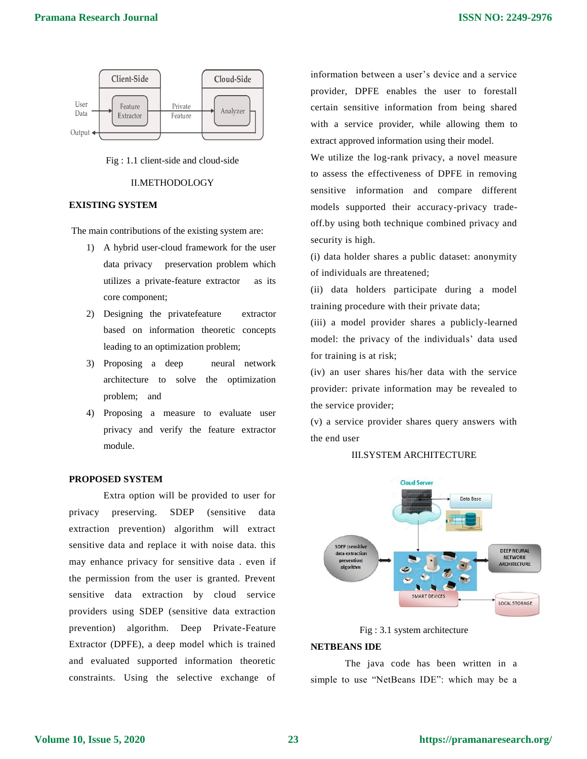Fig : 1.1 client-side and cloud-side

## II.METHODOLOGY

### EXISTING SYSTEM

The main contributions of the existing system are:

1) A hybrid user-cloud framework for the user data privacy preservation problem which utilizes a private-feature extractor as its core component;
2) Designing the privatefeature extractor based on information theoretic concepts leading to an optimization problem;
3) Proposing a deep neural network architecture to solve the optimization problem; and
4) Proposing a measure to evaluate user privacy and verify the feature extractor module.

### PROPOSED SYSTEM

Extra option will be provided to user for privacy preserving. SDEP (sensitive data extraction prevention) algorithm will extract sensitive data and replace it with noise data. this may enhance privacy for sensitive data . even if the permission from the user is granted. Prevent sensitive data extraction by cloud service providers using SDEP (sensitive data extraction prevention) algorithm. Deep Private-Feature Extractor (DPFE), a deep model which is trained and evaluated supported information theoretic constraints. Using the selective exchange of information between a user's device and a service provider, DPFE enables the user to forestall certain sensitive information from being shared with a service provider, while allowing them to extract approved information using their model.

We utilize the log-rank privacy, a novel measure to assess the effectiveness of DPFE in removing sensitive information and compare different models supported their accuracy-privacy trade-off.by using both technique combined privacy and security is high.

(i) data holder shares a public dataset: anonymity of individuals are threatened;

(ii) data holders participate during a model training procedure with their private data;

(iii) a model provider shares a publicly-learned model: the privacy of the individuals' data used for training is at risk;

(iv) an user shares his/her data with the service provider: private information may be revealed to the service provider;

(v) a service provider shares query answers with the end user

## III.SYSTEM ARCHITECTURE

Fig : 3.1 system architecture

### NETBEANS IDE

The java code has been written in a simple to use "NetBeans IDE": which may be a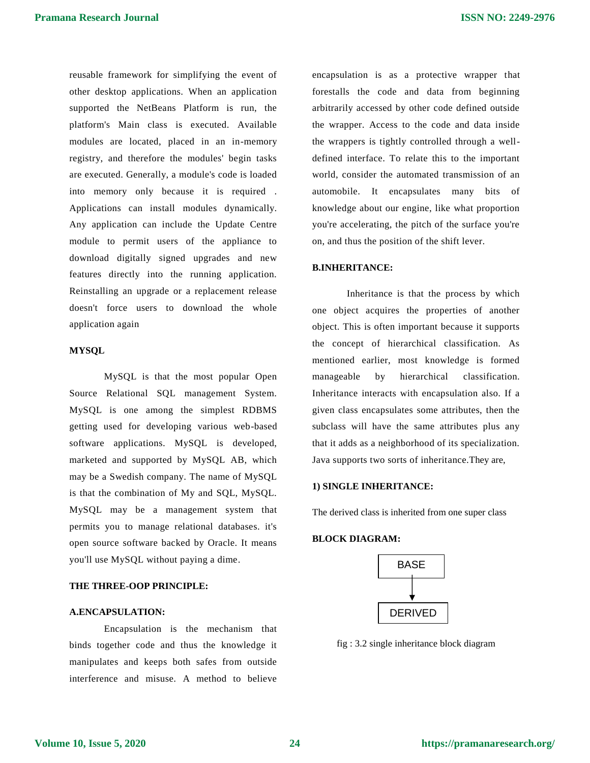reusable framework for simplifying the event of other desktop applications. When an application supported the NetBeans Platform is run, the platform's Main class is executed. Available modules are located, placed in an in-memory registry, and therefore the modules' begin tasks are executed. Generally, a module's code is loaded into memory only because it is required . Applications can install modules dynamically. Any application can include the Update Centre module to permit users of the appliance to download digitally signed upgrades and new features directly into the running application. Reinstalling an upgrade or a replacement release doesn't force users to download the whole application again

**MYSQL**

MySQL is that the most popular Open Source Relational SQL management System. MySQL is one among the simplest RDBMS getting used for developing various web-based software applications. MySQL is developed, marketed and supported by MySQL AB, which may be a Swedish company. The name of MySQL is that the combination of My and SQL, MySQL. MySQL may be a management system that permits you to manage relational databases. it's open source software backed by Oracle. It means you'll use MySQL without paying a dime.

**THE THREE-OOP PRINCIPLE:**

**A.ENCAPSULATION:**

Encapsulation is the mechanism that binds together code and thus the knowledge it manipulates and keeps both safes from outside interference and misuse. A method to believe encapsulation is as a protective wrapper that forestalls the code and data from beginning arbitrarily accessed by other code defined outside the wrapper. Access to the code and data inside the wrappers is tightly controlled through a well-defined interface. To relate this to the important world, consider the automated transmission of an automobile. It encapsulates many bits of knowledge about our engine, like what proportion you're accelerating, the pitch of the surface you're on, and thus the position of the shift lever.

**B.INHERITANCE:**

Inheritance is that the process by which one object acquires the properties of another object. This is often important because it supports the concept of hierarchical classification. As mentioned earlier, most knowledge is formed manageable by hierarchical classification. Inheritance interacts with encapsulation also. If a given class encapsulates some attributes, then the subclass will have the same attributes plus any that it adds as a neighborhood of its specialization. Java supports two sorts of inheritance.They are,

**1) SINGLE INHERITANCE:**

The derived class is inherited from one super class

**BLOCK DIAGRAM:**

```
 BASE
  |
  v
DERIVED
```

fig : 3.2 single inheritance block diagram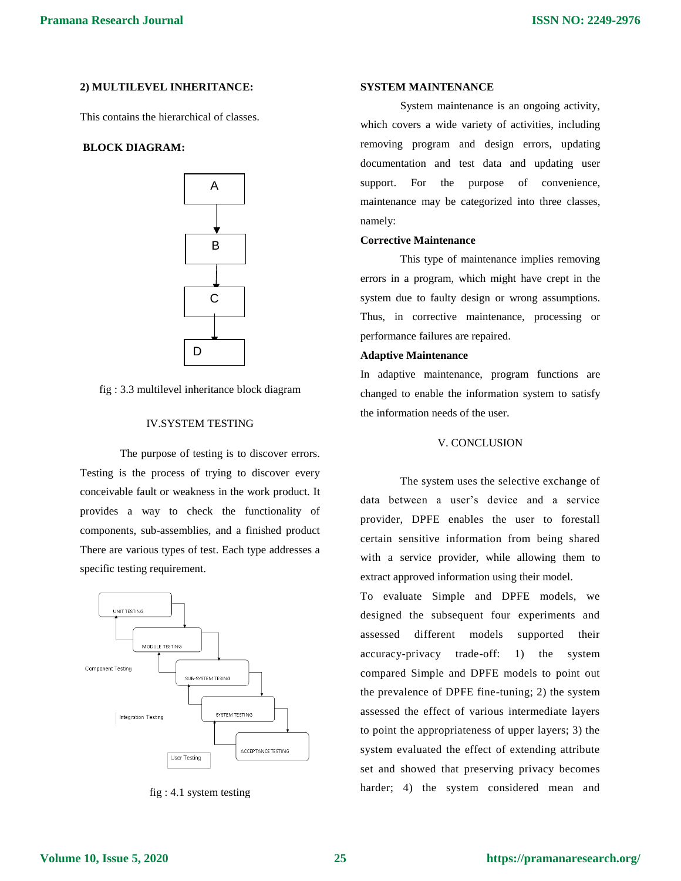### 2) MULTILEVEL INHERITANCE:

This contains the hierarchical of classes.

**BLOCK DIAGRAM:**

fig : 3.3 multilevel inheritance block diagram

## IV.SYSTEM TESTING

The purpose of testing is to discover errors. Testing is the process of trying to discover every conceivable fault or weakness in the work product. It provides a way to check the functionality of components, sub-assemblies, and a finished product There are various types of test. Each type addresses a specific testing requirement.

fig : 4.1 system testing

### SYSTEM MAINTENANCE

System maintenance is an ongoing activity, which covers a wide variety of activities, including removing program and design errors, updating documentation and test data and updating user support. For the purpose of convenience, maintenance may be categorized into three classes, namely:

**Corrective Maintenance**

This type of maintenance implies removing errors in a program, which might have crept in the system due to faulty design or wrong assumptions. Thus, in corrective maintenance, processing or performance failures are repaired.

**Adaptive Maintenance**

In adaptive maintenance, program functions are changed to enable the information system to satisfy the information needs of the user.

## V. CONCLUSION

The system uses the selective exchange of data between a user's device and a service provider, DPFE enables the user to forestall certain sensitive information from being shared with a service provider, while allowing them to extract approved information using their model.

To evaluate Simple and DPFE models, we designed the subsequent four experiments and assessed different models supported their accuracy-privacy trade-off: 1) the system compared Simple and DPFE models to point out the prevalence of DPFE fine-tuning; 2) the system assessed the effect of various intermediate layers to point the appropriateness of upper layers; 3) the system evaluated the effect of extending attribute set and showed that preserving privacy becomes harder; 4) the system considered mean and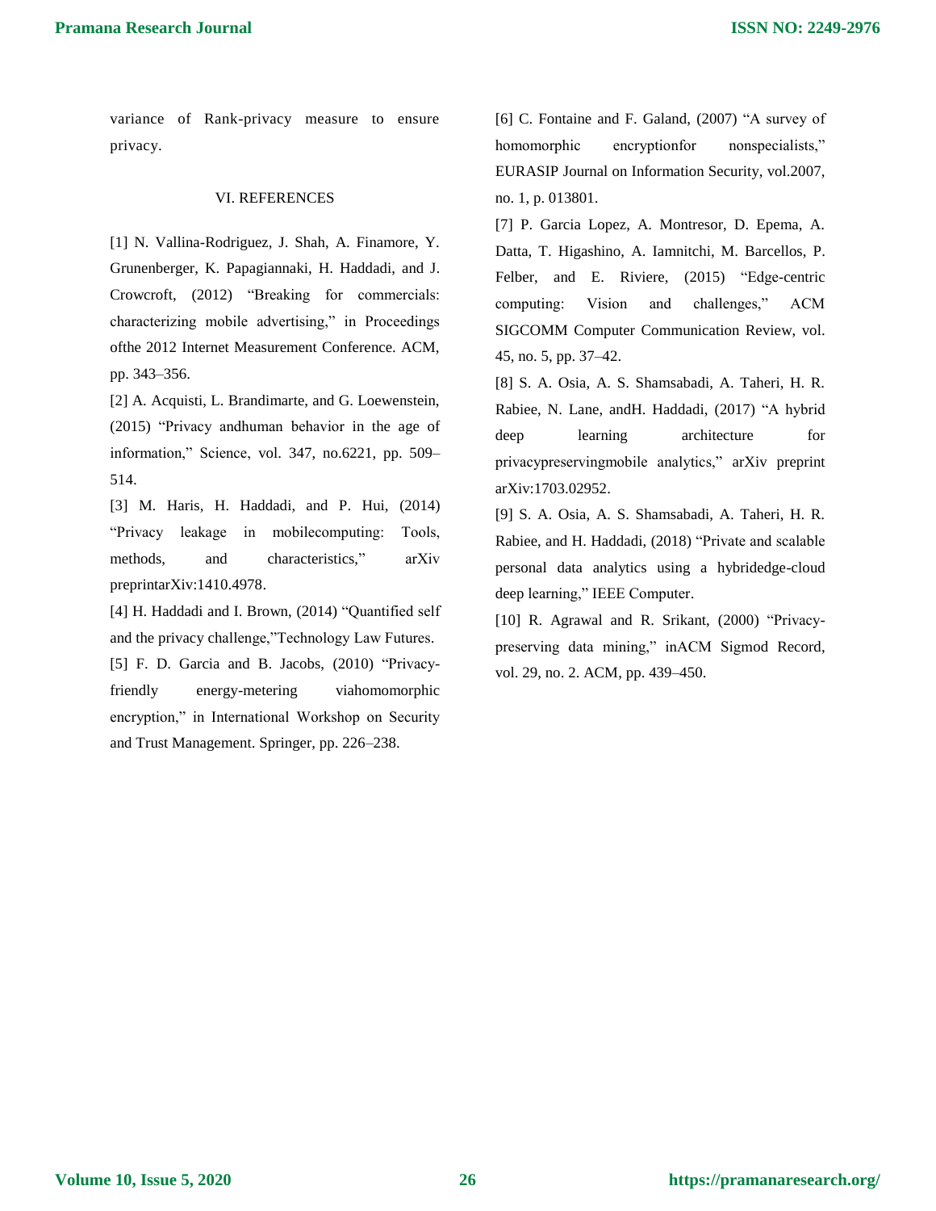variance of Rank-privacy measure to ensure privacy.

## VI. REFERENCES

[1] N. Vallina-Rodriguez, J. Shah, A. Finamore, Y. Grunenberger, K. Papagiannaki, H. Haddadi, and J. Crowcroft, (2012) "Breaking for commercials: characterizing mobile advertising," in Proceedings ofthe 2012 Internet Measurement Conference. ACM, pp. 343–356.

[2] A. Acquisti, L. Brandimarte, and G. Loewenstein, (2015) "Privacy andhuman behavior in the age of information," Science, vol. 347, no.6221, pp. 509–514.

[3] M. Haris, H. Haddadi, and P. Hui, (2014) "Privacy leakage in mobilecomputing: Tools, methods, and characteristics," arXiv preprintarXiv:1410.4978.

[4] H. Haddadi and I. Brown, (2014) "Quantified self and the privacy challenge,"Technology Law Futures.

[5] F. D. Garcia and B. Jacobs, (2010) "Privacy-friendly energy-metering viahomomorphic encryption," in International Workshop on Security and Trust Management. Springer, pp. 226–238.

[6] C. Fontaine and F. Galand, (2007) "A survey of homomorphic encryptionfor nonspecialists," EURASIP Journal on Information Security, vol.2007, no. 1, p. 013801.

[7] P. Garcia Lopez, A. Montresor, D. Epema, A. Datta, T. Higashino, A. Iamnitchi, M. Barcellos, P. Felber, and E. Riviere, (2015) "Edge-centric computing: Vision and challenges," ACM SIGCOMM Computer Communication Review, vol. 45, no. 5, pp. 37–42.

[8] S. A. Osia, A. S. Shamsabadi, A. Taheri, H. R. Rabiee, N. Lane, andH. Haddadi, (2017) "A hybrid deep learning architecture for privacypreservingmobile analytics," arXiv preprint arXiv:1703.02952.

[9] S. A. Osia, A. S. Shamsabadi, A. Taheri, H. R. Rabiee, and H. Haddadi, (2018) "Private and scalable personal data analytics using a hybridedge-cloud deep learning," IEEE Computer.

[10] R. Agrawal and R. Srikant, (2000) "Privacy-preserving data mining," inACM Sigmod Record, vol. 29, no. 2. ACM, pp. 439–450.